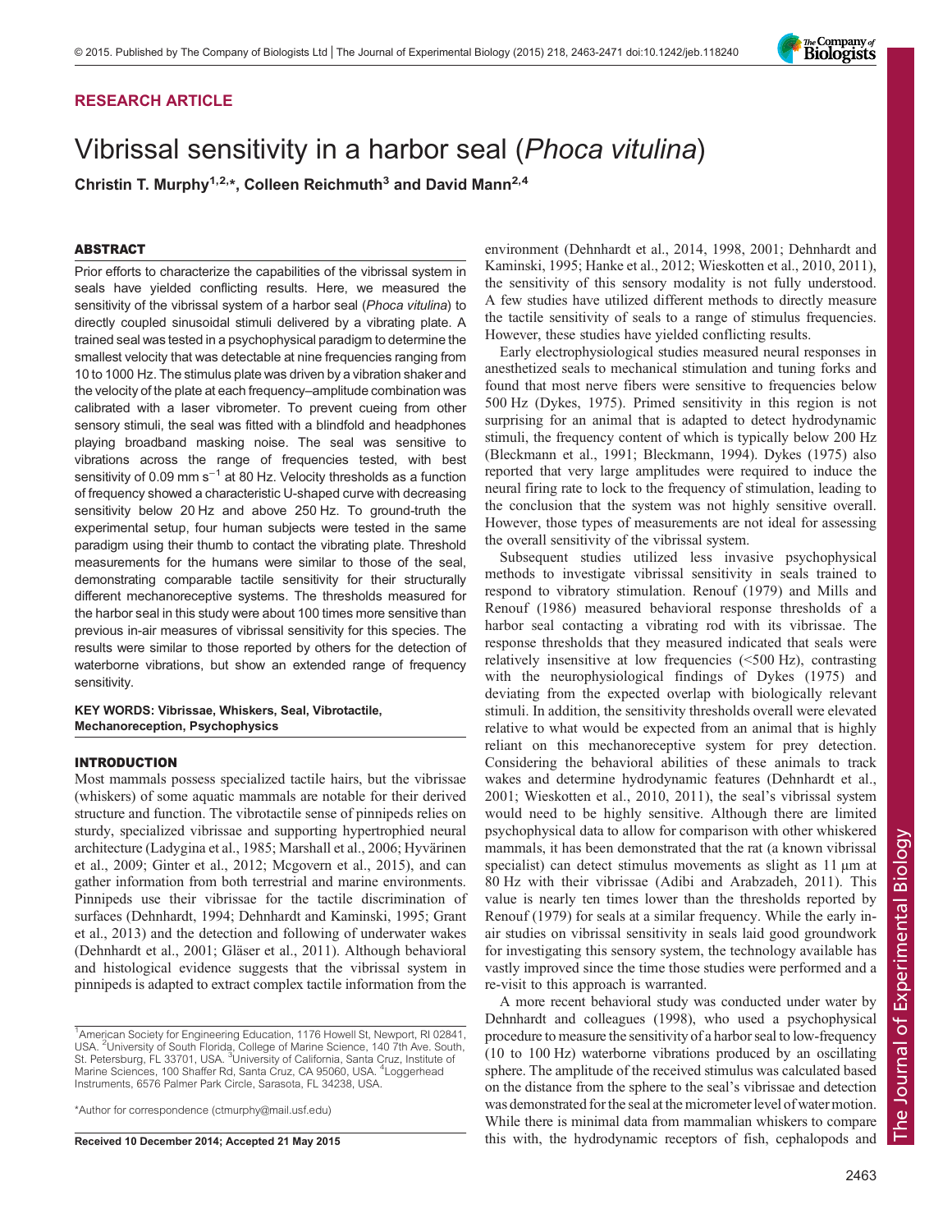RESEARCH ARTICLE

# Vibrissal sensitivity in a harbor seal (*Phoca vitulina*)

**Christin T. Murphy[1,2,*], Colleen Reichmuth[3] and David Mann[2,4]**

## ABSTRACT

Prior efforts to characterize the capabilities of the vibrissal system in seals have yielded conflicting results. Here, we measured the sensitivity of the vibrissal system of a harbor seal (*Phoca vitulina*) to directly coupled sinusoidal stimuli delivered by a vibrating plate. A trained seal was tested in a psychophysical paradigm to determine the smallest velocity that was detectable at nine frequencies ranging from 10 to 1000 Hz. The stimulus plate was driven by a vibration shaker and the velocity of the plate at each frequency–amplitude combination was calibrated with a laser vibrometer. To prevent cueing from other sensory stimuli, the seal was fitted with a blindfold and headphones playing broadband masking noise. The seal was sensitive to vibrations across the range of frequencies tested, with best sensitivity of 0.09 mm $s^{-1}$ at 80 Hz. Velocity thresholds as a function of frequency showed a characteristic U-shaped curve with decreasing sensitivity below 20 Hz and above 250 Hz. To ground-truth the experimental setup, four human subjects were tested in the same paradigm using their thumb to contact the vibrating plate. Threshold measurements for the humans were similar to those of the seal, demonstrating comparable tactile sensitivity for their structurally different mechanoreceptive systems. The thresholds measured for the harbor seal in this study were about 100 times more sensitive than previous in-air measures of vibrissal sensitivity for this species. The results were similar to those reported by others for the detection of waterborne vibrations, but show an extended range of frequency sensitivity.

**KEY WORDS: Vibrissae, Whiskers, Seal, Vibrotactile, Mechanoreception, Psychophysics**

## INTRODUCTION

Most mammals possess specialized tactile hairs, but the vibrissae (whiskers) of some aquatic mammals are notable for their derived structure and function. The vibrotactile sense of pinnipeds relies on sturdy, specialized vibrissae and supporting hypertrophied neural architecture (Ladygina et al., 1985; Marshall et al., 2006; Hyvärinen et al., 2009; Ginter et al., 2012; Mcgovern et al., 2015), and can gather information from both terrestrial and marine environments. Pinnipeds use their vibrissae for the tactile discrimination of surfaces (Dehnhardt, 1994; Dehnhardt and Kaminski, 1995; Grant et al., 2013) and the detection and following of underwater wakes (Dehnhardt et al., 2001; Gläser et al., 2011). Although behavioral and histological evidence suggests that the vibrissal system in pinnipeds is adapted to extract complex tactile information from the environment (Dehnhardt et al., 2014, 1998, 2001; Dehnhardt and Kaminski, 1995; Hanke et al., 2012; Wieskotten et al., 2010, 2011), the sensitivity of this sensory modality is not fully understood. A few studies have utilized different methods to directly measure the tactile sensitivity of seals to a range of stimulus frequencies. However, these studies have yielded conflicting results.

Early electrophysiological studies measured neural responses in anesthetized seals to mechanical stimulation and tuning forks and found that most nerve fibers were sensitive to frequencies below 500 Hz (Dykes, 1975). Primed sensitivity in this region is not surprising for an animal that is adapted to detect hydrodynamic stimuli, the frequency content of which is typically below 200 Hz (Bleckmann et al., 1991; Bleckmann, 1994). Dykes (1975) also reported that very large amplitudes were required to induce the neural firing rate to lock to the frequency of stimulation, leading to the conclusion that the system was not highly sensitive overall. However, those types of measurements are not ideal for assessing the overall sensitivity of the vibrissal system.

Subsequent studies utilized less invasive psychophysical methods to investigate vibrissal sensitivity in seals trained to respond to vibratory stimulation. Renouf (1979) and Mills and Renouf (1986) measured behavioral response thresholds of a harbor seal contacting a vibrating rod with its vibrissae. The response thresholds that they measured indicated that seals were relatively insensitive at low frequencies (<500 Hz), contrasting with the neurophysiological findings of Dykes (1975) and deviating from the expected overlap with biologically relevant stimuli. In addition, the sensitivity thresholds overall were elevated relative to what would be expected from an animal that is highly reliant on this mechanoreceptive system for prey detection. Considering the behavioral abilities of these animals to track wakes and determine hydrodynamic features (Dehnhardt et al., 2001; Wieskotten et al., 2010, 2011), the seal's vibrissal system would need to be highly sensitive. Although there are limited psychophysical data to allow for comparison with other whiskered mammals, it has been demonstrated that the rat (a known vibrissal specialist) can detect stimulus movements as slight as 11 µm at 80 Hz with their vibrissae (Adibi and Arabzadeh, 2011). This value is nearly ten times lower than the thresholds reported by Renouf (1979) for seals at a similar frequency. While the early in-air studies on vibrissal sensitivity in seals laid good groundwork for investigating this sensory system, the technology available has vastly improved since the time those studies were performed and a re-visit to this approach is warranted.

A more recent behavioral study was conducted under water by Dehnhardt and colleagues (1998), who used a psychophysical procedure to measure the sensitivity of a harbor seal to low-frequency (10 to 100 Hz) waterborne vibrations produced by an oscillating sphere. The amplitude of the received stimulus was calculated based on the distance from the sphere to the seal's vibrissae and detection was demonstrated for the seal at the micrometer level of water motion. While there is minimal data from mammalian whiskers to compare this with, the hydrodynamic receptors of fish, cephalopods and

---

[1]American Society for Engineering Education, 1176 Howell St, Newport, RI 02841, USA. [2]University of South Florida, College of Marine Science, 140 7th Ave. South, St. Petersburg, FL 33701, USA. [3]University of California, Santa Cruz, Institute of Marine Sciences, 100 Shaffer Rd, Santa Cruz, CA 95060, USA. [4]Loggerhead Instruments, 6576 Palmer Park Circle, Sarasota, FL 34238, USA.

*Author for correspondence (ctmurphy@mail.usf.edu)

Received 10 December 2014; Accepted 21 May 2015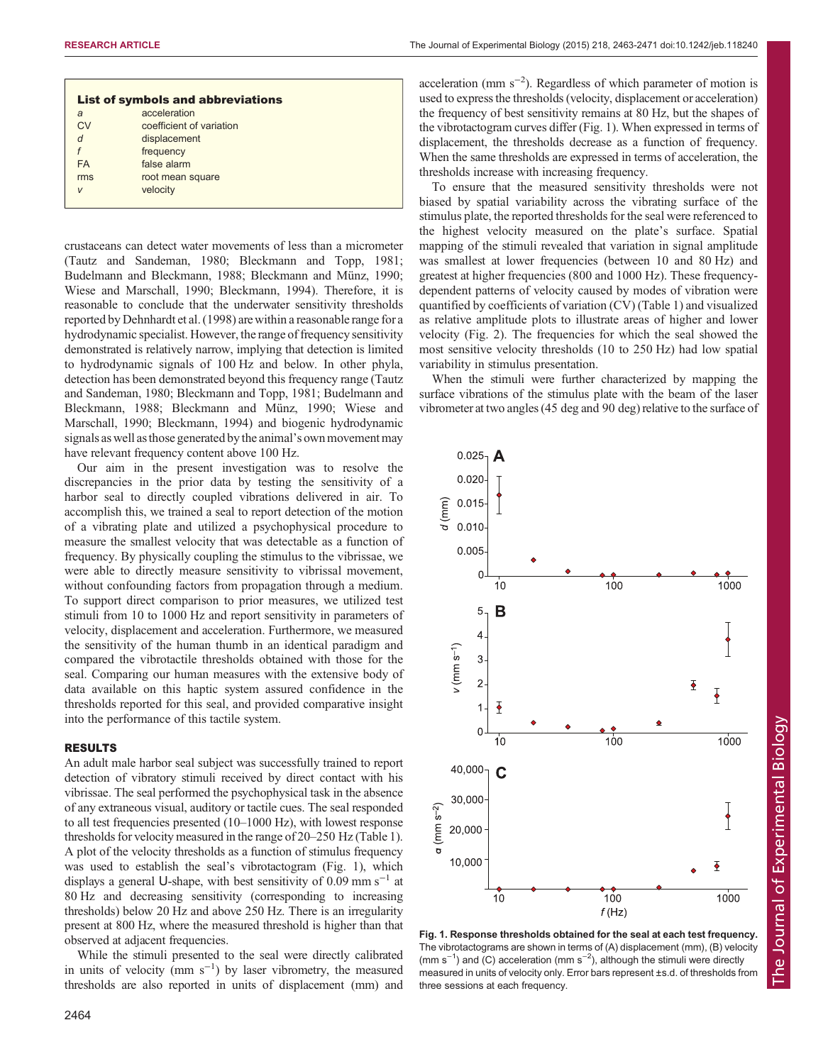**List of symbols and abbreviations**

| | |
|---|---|
| *a* | acceleration |
| CV | coefficient of variation |
| *d* | displacement |
| *f* | frequency |
| FA | false alarm |
| rms | root mean square |
| *v* | velocity |

crustaceans can detect water movements of less than a micrometer (Tautz and Sandeman, 1980; Bleckmann and Topp, 1981; Budelmann and Bleckmann, 1988; Bleckmann and Münz, 1990; Wiese and Marschall, 1990; Bleckmann, 1994). Therefore, it is reasonable to conclude that the underwater sensitivity thresholds reported by Dehnhardt et al. (1998) are within a reasonable range for a hydrodynamic specialist. However, the range of frequency sensitivity demonstrated is relatively narrow, implying that detection is limited to hydrodynamic signals of 100 Hz and below. In other phyla, detection has been demonstrated beyond this frequency range (Tautz and Sandeman, 1980; Bleckmann and Topp, 1981; Budelmann and Bleckmann, 1988; Bleckmann and Münz, 1990; Wiese and Marschall, 1990; Bleckmann, 1994) and biogenic hydrodynamic signals as well as those generated by the animal's own movement may have relevant frequency content above 100 Hz.

Our aim in the present investigation was to resolve the discrepancies in the prior data by testing the sensitivity of a harbor seal to directly coupled vibrations delivered in air. To accomplish this, we trained a seal to report detection of the motion of a vibrating plate and utilized a psychophysical procedure to measure the smallest velocity that was detectable as a function of frequency. By physically coupling the stimulus to the vibrissae, we were able to directly measure sensitivity to vibrissal movement, without confounding factors from propagation through a medium. To support direct comparison to prior measures, we utilized test stimuli from 10 to 1000 Hz and report sensitivity in parameters of velocity, displacement and acceleration. Furthermore, we measured the sensitivity of the human thumb in an identical paradigm and compared the vibrotactile thresholds obtained with those for the seal. Comparing our human measures with the extensive body of data available on this haptic system assured confidence in the thresholds reported for this seal, and provided comparative insight into the performance of this tactile system.

## RESULTS

An adult male harbor seal subject was successfully trained to report detection of vibratory stimuli received by direct contact with his vibrissae. The seal performed the psychophysical task in the absence of any extraneous visual, auditory or tactile cues. The seal responded to all test frequencies presented (10–1000 Hz), with lowest response thresholds for velocity measured in the range of 20–250 Hz (Table 1). A plot of the velocity thresholds as a function of stimulus frequency was used to establish the seal's vibrotactogram (Fig. 1), which displays a general U-shape, with best sensitivity of 0.09 mm $s^{-1}$ at 80 Hz and decreasing sensitivity (corresponding to increasing thresholds) below 20 Hz and above 250 Hz. There is an irregularity present at 800 Hz, where the measured threshold is higher than that observed at adjacent frequencies.

While the stimuli presented to the seal were directly calibrated in units of velocity (mm $s^{-1}$) by laser vibrometry, the measured thresholds are also reported in units of displacement (mm) and acceleration (mm $s^{-2}$). Regardless of which parameter of motion is used to express the thresholds (velocity, displacement or acceleration) the frequency of best sensitivity remains at 80 Hz, but the shapes of the vibrotactogram curves differ (Fig. 1). When expressed in terms of displacement, the thresholds decrease as a function of frequency. When the same thresholds are expressed in terms of acceleration, the thresholds increase with increasing frequency.

To ensure that the measured sensitivity thresholds were not biased by spatial variability across the vibrating surface of the stimulus plate, the reported thresholds for the seal were referenced to the highest velocity measured on the plate's surface. Spatial mapping of the stimuli revealed that variation in signal amplitude was smallest at lower frequencies (between 10 and 80 Hz) and greatest at higher frequencies (800 and 1000 Hz). These frequency-dependent patterns of velocity caused by modes of vibration were quantified by coefficients of variation (CV) (Table 1) and visualized as relative amplitude plots to illustrate areas of higher and lower velocity (Fig. 2). The frequencies for which the seal showed the most sensitive velocity thresholds (10 to 250 Hz) had low spatial variability in stimulus presentation.

When the stimuli were further characterized by mapping the surface vibrations of the stimulus plate with the beam of the laser vibrometer at two angles (45 deg and 90 deg) relative to the surface of

**Fig. 1. Response thresholds obtained for the seal at each test frequency.** The vibrotactograms are shown in terms of (A) displacement (mm), (B) velocity (mm $s^{-1}$) and (C) acceleration (mm $s^{-2}$), although the stimuli were directly measured in units of velocity only. Error bars represent ±s.d. of thresholds from three sessions at each frequency.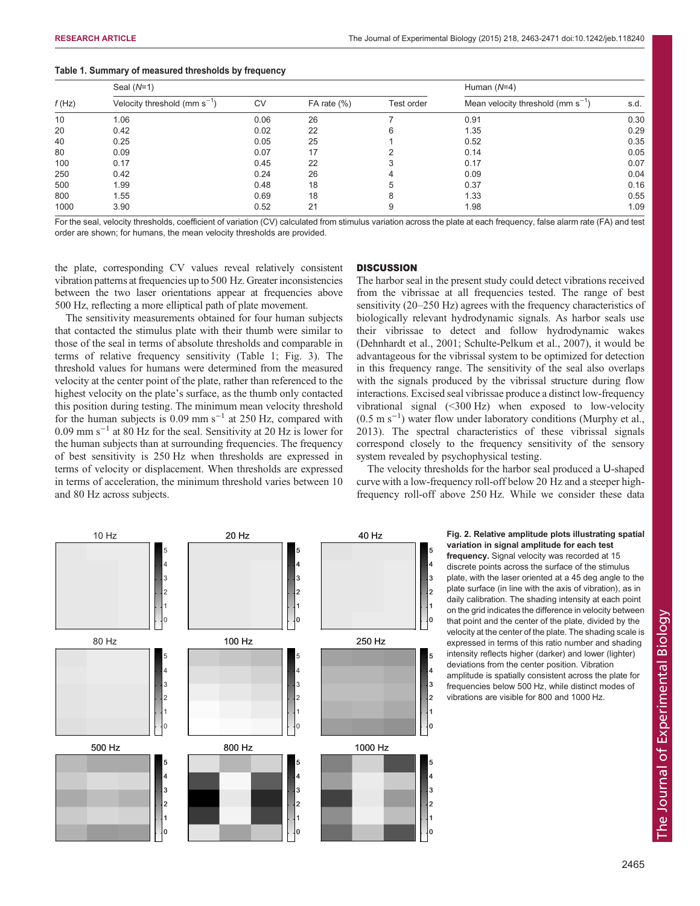**Table 1. Summary of measured thresholds by frequency**

| $f$ (Hz) | Seal ($N$=1) | | | | Human ($N$=4) | |
|---|---|---|---|---|---|---|
| | Velocity threshold (mm s$^{-1}$) | CV | FA rate (%) | Test order | Mean velocity threshold (mm s$^{-1}$) | s.d. |
| 10 | 1.06 | 0.06 | 26 | 7 | 0.91 | 0.30 |
| 20 | 0.42 | 0.02 | 22 | 6 | 1.35 | 0.29 |
| 40 | 0.25 | 0.05 | 25 | 1 | 0.52 | 0.35 |
| 80 | 0.09 | 0.07 | 17 | 2 | 0.14 | 0.05 |
| 100 | 0.17 | 0.45 | 22 | 3 | 0.17 | 0.07 |
| 250 | 0.42 | 0.24 | 26 | 4 | 0.09 | 0.04 |
| 500 | 1.99 | 0.48 | 18 | 5 | 0.37 | 0.16 |
| 800 | 1.55 | 0.69 | 18 | 8 | 1.33 | 0.55 |
| 1000 | 3.90 | 0.52 | 21 | 9 | 1.98 | 1.09 |

For the seal, velocity thresholds, coefficient of variation (CV) calculated from stimulus variation across the plate at each frequency, false alarm rate (FA) and test order are shown; for humans, the mean velocity thresholds are provided.

the plate, corresponding CV values reveal relatively consistent vibration patterns at frequencies up to 500 Hz. Greater inconsistencies between the two laser orientations appear at frequencies above 500 Hz, reflecting a more elliptical path of plate movement.

The sensitivity measurements obtained for four human subjects that contacted the stimulus plate with their thumb were similar to those of the seal in terms of absolute thresholds and comparable in terms of relative frequency sensitivity (Table 1; Fig. 3). The threshold values for humans were determined from the measured velocity at the center point of the plate, rather than referenced to the highest velocity on the plate's surface, as the thumb only contacted this position during testing. The minimum mean velocity threshold for the human subjects is 0.09 mm s$^{-1}$ at 250 Hz, compared with 0.09 mm s$^{-1}$ at 80 Hz for the seal. Sensitivity at 20 Hz is lower for the human subjects than at surrounding frequencies. The frequency of best sensitivity is 250 Hz when thresholds are expressed in terms of velocity or displacement. When thresholds are expressed in terms of acceleration, the minimum threshold varies between 10 and 80 Hz across subjects.

## DISCUSSION

The harbor seal in the present study could detect vibrations received from the vibrissae at all frequencies tested. The range of best sensitivity (20–250 Hz) agrees with the frequency characteristics of biologically relevant hydrodynamic signals. As harbor seals use their vibrissae to detect and follow hydrodynamic wakes (Dehnhardt et al., 2001; Schulte-Pelkum et al., 2007), it would be advantageous for the vibrissal system to be optimized for detection in this frequency range. The sensitivity of the seal also overlaps with the signals produced by the vibrissal structure during flow interactions. Excised seal vibrissae produce a distinct low-frequency vibrational signal (<300 Hz) when exposed to low-velocity (0.5 m s$^{-1}$) water flow under laboratory conditions (Murphy et al., 2013). The spectral characteristics of these vibrissal signals correspond closely to the frequency sensitivity of the sensory system revealed by psychophysical testing.

The velocity thresholds for the harbor seal produced a U-shaped curve with a low-frequency roll-off below 20 Hz and a steeper high-frequency roll-off above 250 Hz. While we consider these data

**Fig. 2. Relative amplitude plots illustrating spatial variation in signal amplitude for each test frequency.** Signal velocity was recorded at 15 discrete points across the surface of the stimulus plate, with the laser oriented at a 45 deg angle to the plate surface (in line with the axis of vibration), as in daily calibration. The shading intensity at each point on the grid indicates the difference in velocity between that point and the center of the plate, divided by the velocity at the center of the plate. The shading scale is expressed in terms of this ratio number and shading intensity reflects higher (darker) and lower (lighter) deviations from the center position. Vibration amplitude is spatially consistent across the plate for frequencies below 500 Hz, while distinct modes of vibrations are visible for 800 and 1000 Hz.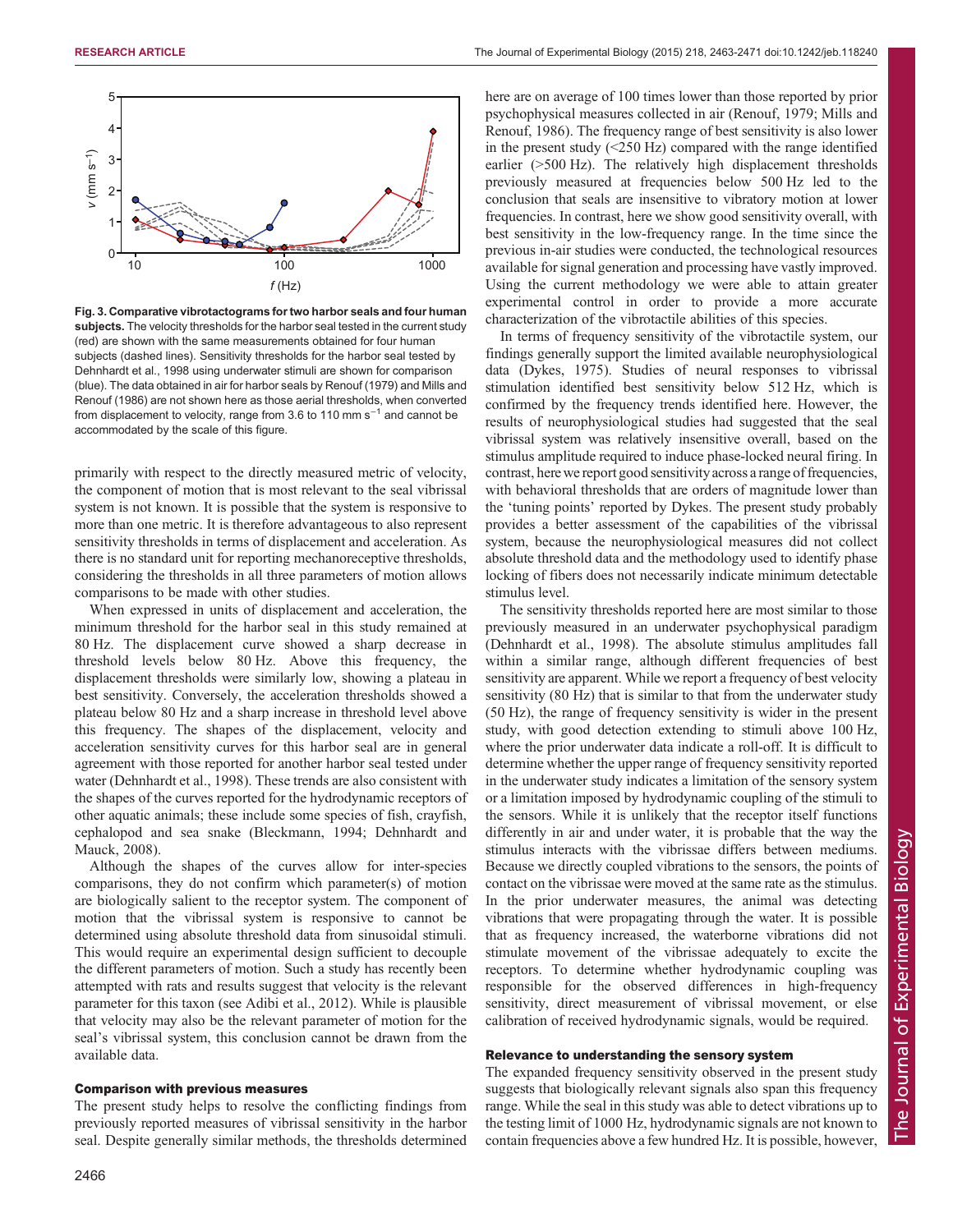**Fig. 3. Comparative vibrotactograms for two harbor seals and four human subjects.** The velocity thresholds for the harbor seal tested in the current study (red) are shown with the same measurements obtained for four human subjects (dashed lines). Sensitivity thresholds for the harbor seal tested by Dehnhardt et al., 1998 using underwater stimuli are shown for comparison (blue). The data obtained in air for harbor seals by Renouf (1979) and Mills and Renouf (1986) are not shown here as those aerial thresholds, when converted from displacement to velocity, range from 3.6 to 110 mm s$^{-1}$ and cannot be accommodated by the scale of this figure.

primarily with respect to the directly measured metric of velocity, the component of motion that is most relevant to the seal vibrissal system is not known. It is possible that the system is responsive to more than one metric. It is therefore advantageous to also represent sensitivity thresholds in terms of displacement and acceleration. As there is no standard unit for reporting mechanoreceptive thresholds, considering the thresholds in all three parameters of motion allows comparisons to be made with other studies.

When expressed in units of displacement and acceleration, the minimum threshold for the harbor seal in this study remained at 80 Hz. The displacement curve showed a sharp decrease in threshold levels below 80 Hz. Above this frequency, the displacement thresholds were similarly low, showing a plateau in best sensitivity. Conversely, the acceleration thresholds showed a plateau below 80 Hz and a sharp increase in threshold level above this frequency. The shapes of the displacement, velocity and acceleration sensitivity curves for this harbor seal are in general agreement with those reported for another harbor seal tested under water (Dehnhardt et al., 1998). These trends are also consistent with the shapes of the curves reported for the hydrodynamic receptors of other aquatic animals; these include some species of fish, crayfish, cephalopod and sea snake (Bleckmann, 1994; Dehnhardt and Mauck, 2008).

Although the shapes of the curves allow for inter-species comparisons, they do not confirm which parameter(s) of motion are biologically salient to the receptor system. The component of motion that the vibrissal system is responsive to cannot be determined using absolute threshold data from sinusoidal stimuli. This would require an experimental design sufficient to decouple the different parameters of motion. Such a study has recently been attempted with rats and results suggest that velocity is the relevant parameter for this taxon (see Adibi et al., 2012). While is plausible that velocity may also be the relevant parameter of motion for the seal's vibrissal system, this conclusion cannot be drawn from the available data.

## Comparison with previous measures

The present study helps to resolve the conflicting findings from previously reported measures of vibrissal sensitivity in the harbor seal. Despite generally similar methods, the thresholds determined here are on average of 100 times lower than those reported by prior psychophysical measures collected in air (Renouf, 1979; Mills and Renouf, 1986). The frequency range of best sensitivity is also lower in the present study (<250 Hz) compared with the range identified earlier (>500 Hz). The relatively high displacement thresholds previously measured at frequencies below 500 Hz led to the conclusion that seals are insensitive to vibratory motion at lower frequencies. In contrast, here we show good sensitivity overall, with best sensitivity in the low-frequency range. In the time since the previous in-air studies were conducted, the technological resources available for signal generation and processing have vastly improved. Using the current methodology we were able to attain greater experimental control in order to provide a more accurate characterization of the vibrotactile abilities of this species.

In terms of frequency sensitivity of the vibrotactile system, our findings generally support the limited available neurophysiological data (Dykes, 1975). Studies of neural responses to vibrissal stimulation identified best sensitivity below 512 Hz, which is confirmed by the frequency trends identified here. However, the results of neurophysiological studies had suggested that the seal vibrissal system was relatively insensitive overall, based on the stimulus amplitude required to induce phase-locked neural firing. In contrast, here we report good sensitivity across a range of frequencies, with behavioral thresholds that are orders of magnitude lower than the 'tuning points' reported by Dykes. The present study probably provides a better assessment of the capabilities of the vibrissal system, because the neurophysiological measures did not collect absolute threshold data and the methodology used to identify phase locking of fibers does not necessarily indicate minimum detectable stimulus level.

The sensitivity thresholds reported here are most similar to those previously measured in an underwater psychophysical paradigm (Dehnhardt et al., 1998). The absolute stimulus amplitudes fall within a similar range, although different frequencies of best sensitivity are apparent. While we report a frequency of best velocity sensitivity (80 Hz) that is similar to that from the underwater study (50 Hz), the range of frequency sensitivity is wider in the present study, with good detection extending to stimuli above 100 Hz, where the prior underwater data indicate a roll-off. It is difficult to determine whether the upper range of frequency sensitivity reported in the underwater study indicates a limitation of the sensory system or a limitation imposed by hydrodynamic coupling of the stimuli to the sensors. While it is unlikely that the receptor itself functions differently in air and under water, it is probable that the way the stimulus interacts with the vibrissae differs between mediums. Because we directly coupled vibrations to the sensors, the points of contact on the vibrissae were moved at the same rate as the stimulus. In the prior underwater measures, the animal was detecting vibrations that were propagating through the water. It is possible that as frequency increased, the waterborne vibrations did not stimulate movement of the vibrissae adequately to excite the receptors. To determine whether hydrodynamic coupling was responsible for the observed differences in high-frequency sensitivity, direct measurement of vibrissal movement, or else calibration of received hydrodynamic signals, would be required.

## Relevance to understanding the sensory system

The expanded frequency sensitivity observed in the present study suggests that biologically relevant signals also span this frequency range. While the seal in this study was able to detect vibrations up to the testing limit of 1000 Hz, hydrodynamic signals are not known to contain frequencies above a few hundred Hz. It is possible, however,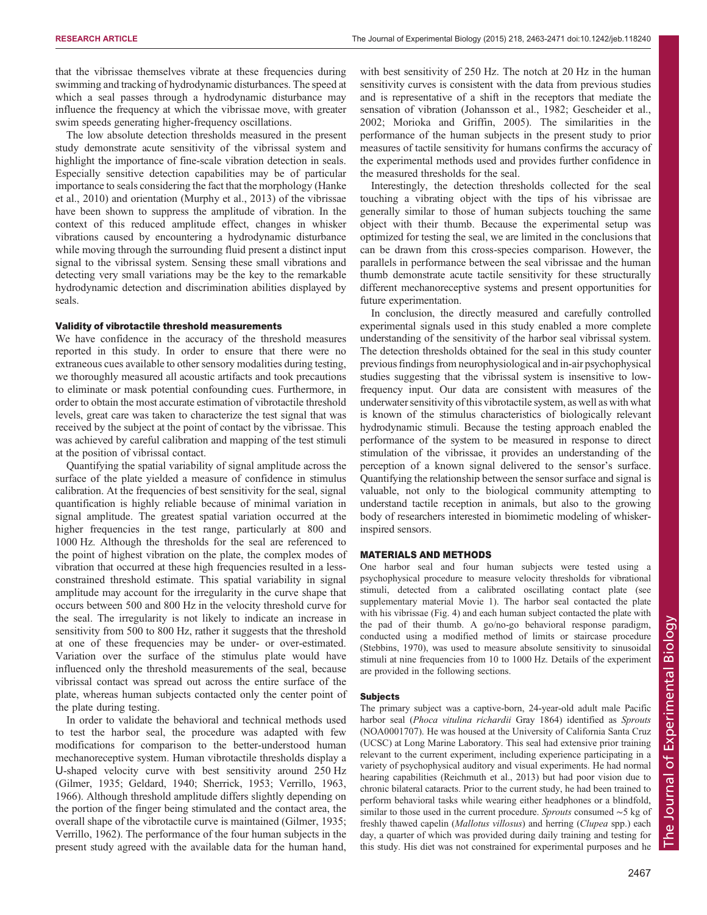that the vibrissae themselves vibrate at these frequencies during swimming and tracking of hydrodynamic disturbances. The speed at which a seal passes through a hydrodynamic disturbance may influence the frequency at which the vibrissae move, with greater swim speeds generating higher-frequency oscillations.

The low absolute detection thresholds measured in the present study demonstrate acute sensitivity of the vibrissal system and highlight the importance of fine-scale vibration detection in seals. Especially sensitive detection capabilities may be of particular importance to seals considering the fact that the morphology (Hanke et al., 2010) and orientation (Murphy et al., 2013) of the vibrissae have been shown to suppress the amplitude of vibration. In the context of this reduced amplitude effect, changes in whisker vibrations caused by encountering a hydrodynamic disturbance while moving through the surrounding fluid present a distinct input signal to the vibrissal system. Sensing these small vibrations and detecting very small variations may be the key to the remarkable hydrodynamic detection and discrimination abilities displayed by seals.

### Validity of vibrotactile threshold measurements

We have confidence in the accuracy of the threshold measures reported in this study. In order to ensure that there were no extraneous cues available to other sensory modalities during testing, we thoroughly measured all acoustic artifacts and took precautions to eliminate or mask potential confounding cues. Furthermore, in order to obtain the most accurate estimation of vibrotactile threshold levels, great care was taken to characterize the test signal that was received by the subject at the point of contact by the vibrissae. This was achieved by careful calibration and mapping of the test stimuli at the position of vibrissal contact.

Quantifying the spatial variability of signal amplitude across the surface of the plate yielded a measure of confidence in stimulus calibration. At the frequencies of best sensitivity for the seal, signal quantification is highly reliable because of minimal variation in signal amplitude. The greatest spatial variation occurred at the higher frequencies in the test range, particularly at 800 and 1000 Hz. Although the thresholds for the seal are referenced to the point of highest vibration on the plate, the complex modes of vibration that occurred at these high frequencies resulted in a less-constrained threshold estimate. This spatial variability in signal amplitude may account for the irregularity in the curve shape that occurs between 500 and 800 Hz in the velocity threshold curve for the seal. The irregularity is not likely to indicate an increase in sensitivity from 500 to 800 Hz, rather it suggests that the threshold at one of these frequencies may be under- or over-estimated. Variation over the surface of the stimulus plate would have influenced only the threshold measurements of the seal, because vibrissal contact was spread out across the entire surface of the plate, whereas human subjects contacted only the center point of the plate during testing.

In order to validate the behavioral and technical methods used to test the harbor seal, the procedure was adapted with few modifications for comparison to the better-understood human mechanoreceptive system. Human vibrotactile thresholds display a U-shaped velocity curve with best sensitivity around 250 Hz (Gilmer, 1935; Geldard, 1940; Sherrick, 1953; Verrillo, 1963, 1966). Although threshold amplitude differs slightly depending on the portion of the finger being stimulated and the contact area, the overall shape of the vibrotactile curve is maintained (Gilmer, 1935; Verrillo, 1962). The performance of the four human subjects in the present study agreed with the available data for the human hand, with best sensitivity of 250 Hz. The notch at 20 Hz in the human sensitivity curves is consistent with the data from previous studies and is representative of a shift in the receptors that mediate the sensation of vibration (Johansson et al., 1982; Gescheider et al., 2002; Morioka and Griffin, 2005). The similarities in the performance of the human subjects in the present study to prior measures of tactile sensitivity for humans confirms the accuracy of the experimental methods used and provides further confidence in the measured thresholds for the seal.

Interestingly, the detection thresholds collected for the seal touching a vibrating object with the tips of his vibrissae are generally similar to those of human subjects touching the same object with their thumb. Because the experimental setup was optimized for testing the seal, we are limited in the conclusions that can be drawn from this cross-species comparison. However, the parallels in performance between the seal vibrissae and the human thumb demonstrate acute tactile sensitivity for these structurally different mechanoreceptive systems and present opportunities for future experimentation.

In conclusion, the directly measured and carefully controlled experimental signals used in this study enabled a more complete understanding of the sensitivity of the harbor seal vibrissal system. The detection thresholds obtained for the seal in this study counter previous findings from neurophysiological and in-air psychophysical studies suggesting that the vibrissal system is insensitive to low-frequency input. Our data are consistent with measures of the underwater sensitivity of this vibrotactile system, as well as with what is known of the stimulus characteristics of biologically relevant hydrodynamic stimuli. Because the testing approach enabled the performance of the system to be measured in response to direct stimulation of the vibrissae, it provides an understanding of the perception of a known signal delivered to the sensor's surface. Quantifying the relationship between the sensor surface and signal is valuable, not only to the biological community attempting to understand tactile reception in animals, but also to the growing body of researchers interested in biomimetic modeling of whisker-inspired sensors.

## MATERIALS AND METHODS

One harbor seal and four human subjects were tested using a psychophysical procedure to measure velocity thresholds for vibrational stimuli, detected from a calibrated oscillating contact plate (see supplementary material Movie 1). The harbor seal contacted the plate with his vibrissae (Fig. 4) and each human subject contacted the plate with the pad of their thumb. A go/no-go behavioral response paradigm, conducted using a modified method of limits or staircase procedure (Stebbins, 1970), was used to measure absolute sensitivity to sinusoidal stimuli at nine frequencies from 10 to 1000 Hz. Details of the experiment are provided in the following sections.

### Subjects

The primary subject was a captive-born, 24-year-old adult male Pacific harbor seal (*Phoca vitulina richardii* Gray 1864) identified as *Sprouts* (NOA0001707). He was housed at the University of California Santa Cruz (UCSC) at Long Marine Laboratory. This seal had extensive prior training relevant to the current experiment, including experience participating in a variety of psychophysical auditory and visual experiments. He had normal hearing capabilities (Reichmuth et al., 2013) but had poor vision due to chronic bilateral cataracts. Prior to the current study, he had been trained to perform behavioral tasks while wearing either headphones or a blindfold, similar to those used in the current procedure. *Sprouts* consumed ~5 kg of freshly thawed capelin (*Mallotus villosus*) and herring (*Clupea* spp.) each day, a quarter of which was provided during daily training and testing for this study. His diet was not constrained for experimental purposes and he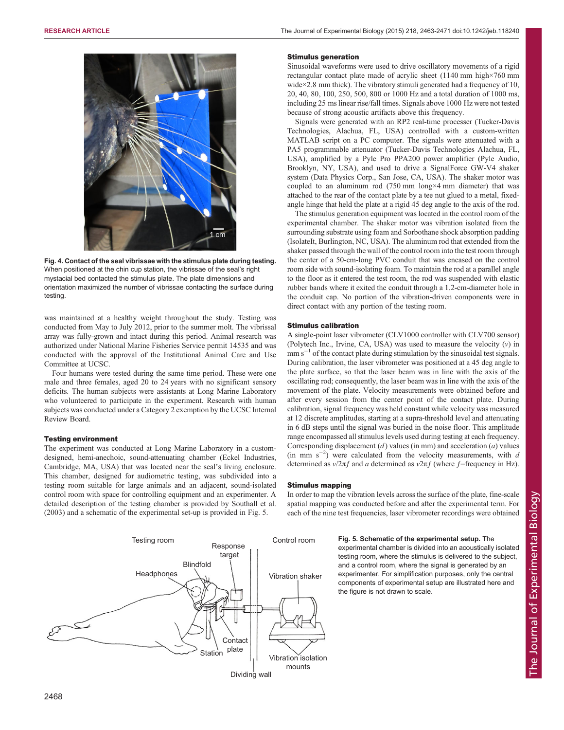Fig. 4. **Contact of the seal vibrissae with the stimulus plate during testing.** When positioned at the chin cup station, the vibrissae of the seal's right mystacial bed contacted the stimulus plate. The plate dimensions and orientation maximized the number of vibrissae contacting the surface during testing.

was maintained at a healthy weight throughout the study. Testing was conducted from May to July 2012, prior to the summer molt. The vibrissal array was fully-grown and intact during this period. Animal research was authorized under National Marine Fisheries Service permit 14535 and was conducted with the approval of the Institutional Animal Care and Use Committee at UCSC.

Four humans were tested during the same time period. These were one male and three females, aged 20 to 24 years with no significant sensory deficits. The human subjects were assistants at Long Marine Laboratory who volunteered to participate in the experiment. Research with human subjects was conducted under a Category 2 exemption by the UCSC Internal Review Board.

### Testing environment

The experiment was conducted at Long Marine Laboratory in a custom-designed, hemi-anechoic, sound-attenuating chamber (Eckel Industries, Cambridge, MA, USA) that was located near the seal's living enclosure. This chamber, designed for audiometric testing, was subdivided into a testing room suitable for large animals and an adjacent, sound-isolated control room with space for controlling equipment and an experimenter. A detailed description of the testing chamber is provided by Southall et al. (2003) and a schematic of the experimental set-up is provided in Fig. 5.

### Stimulus generation

Sinusoidal waveforms were used to drive oscillatory movements of a rigid rectangular contact plate made of acrylic sheet (1140 mm high×760 mm wide×2.8 mm thick). The vibratory stimuli generated had a frequency of 10, 20, 40, 80, 100, 250, 500, 800 or 1000 Hz and a total duration of 1000 ms, including 25 ms linear rise/fall times. Signals above 1000 Hz were not tested because of strong acoustic artifacts above this frequency.

Signals were generated with an RP2 real-time processer (Tucker-Davis Technologies, Alachua, FL, USA) controlled with a custom-written MATLAB script on a PC computer. The signals were attenuated with a PA5 programmable attenuator (Tucker-Davis Technologies Alachua, FL, USA), amplified by a Pyle Pro PPA200 power amplifier (Pyle Audio, Brooklyn, NY, USA), and used to drive a SignalForce GW-V4 shaker system (Data Physics Corp., San Jose, CA, USA). The shaker motor was coupled to an aluminum rod (750 mm long×4 mm diameter) that was attached to the rear of the contact plate by a tee nut glued to a metal, fixed-angle hinge that held the plate at a rigid 45 deg angle to the axis of the rod.

The stimulus generation equipment was located in the control room of the experimental chamber. The shaker motor was vibration isolated from the surrounding substrate using foam and Sorbothane shock absorption padding (IsolateIt, Burlington, NC, USA). The aluminum rod that extended from the shaker passed through the wall of the control room into the test room through the center of a 50-cm-long PVC conduit that was encased on the control room side with sound-isolating foam. To maintain the rod at a parallel angle to the floor as it entered the test room, the rod was suspended with elastic rubber bands where it exited the conduit through a 1.2-cm-diameter hole in the conduit cap. No portion of the vibration-driven components were in direct contact with any portion of the testing room.

### Stimulus calibration

A single-point laser vibrometer (CLV1000 controller with CLV700 sensor) (Polytech Inc., Irvine, CA, USA) was used to measure the velocity ($v$) in mm $s^{-1}$ of the contact plate during stimulation by the sinusoidal test signals. During calibration, the laser vibrometer was positioned at a 45 deg angle to the plate surface, so that the laser beam was in line with the axis of the oscillating rod; consequently, the laser beam was in line with the axis of the movement of the plate. Velocity measurements were obtained before and after every session from the center point of the contact plate. During calibration, signal frequency was held constant while velocity was measured at 12 discrete amplitudes, starting at a supra-threshold level and attenuating in 6 dB steps until the signal was buried in the noise floor. This amplitude range encompassed all stimulus levels used during testing at each frequency. Corresponding displacement ($d$) values (in mm) and acceleration ($a$) values (in mm $s^{-2}$) were calculated from the velocity measurements, with $d$ determined as $v/2\pi f$ and $a$ determined as $v2\pi f$ (where $f$=frequency in Hz).

### Stimulus mapping

In order to map the vibration levels across the surface of the plate, fine-scale spatial mapping was conducted before and after the experimental term. For each of the nine test frequencies, laser vibrometer recordings were obtained

Fig. 5. **Schematic of the experimental setup.** The experimental chamber is divided into an acoustically isolated testing room, where the stimulus is delivered to the subject, and a control room, where the signal is generated by an experimenter. For simplification purposes, only the central components of experimental setup are illustrated here and the figure is not drawn to scale.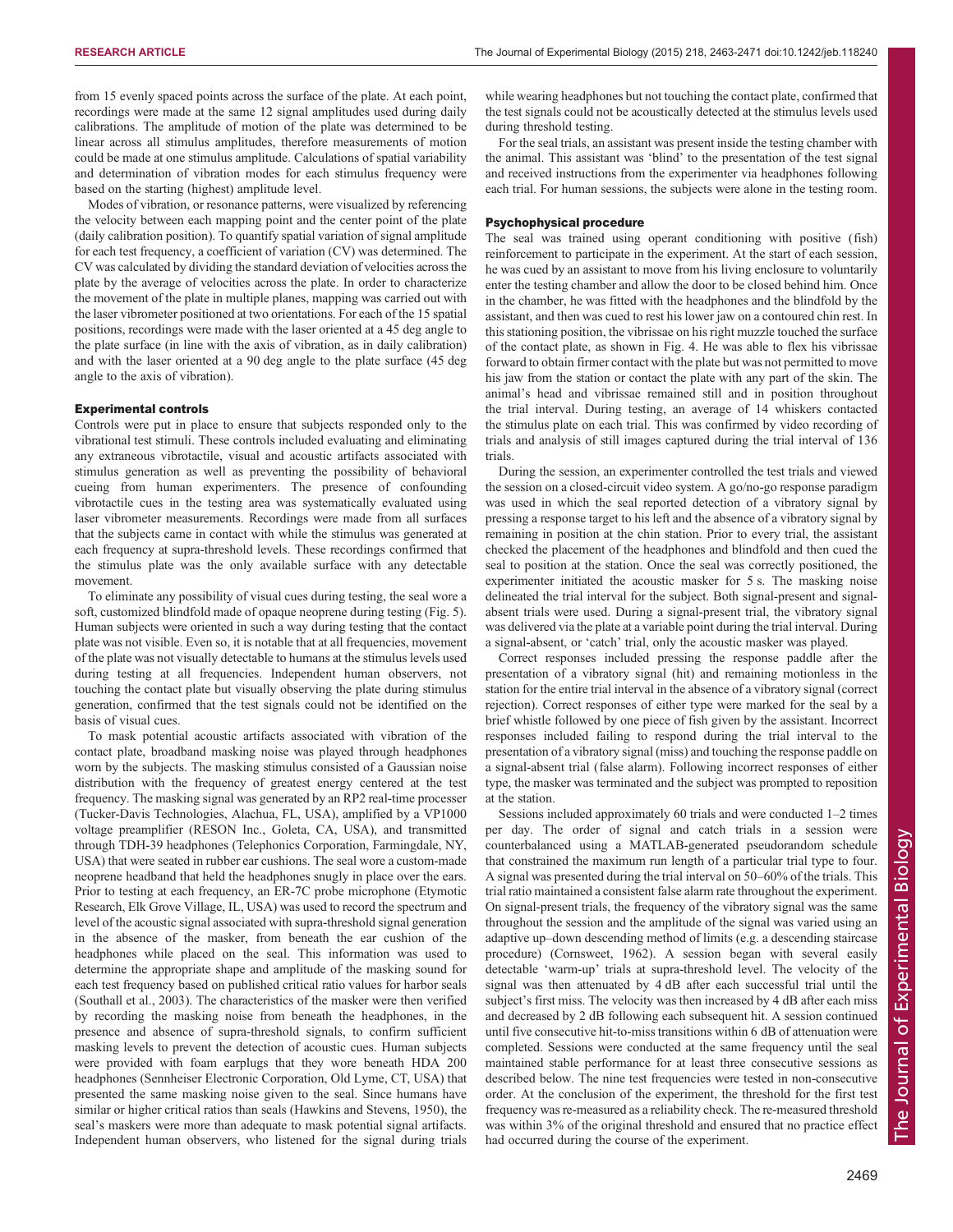from 15 evenly spaced points across the surface of the plate. At each point, recordings were made at the same 12 signal amplitudes used during daily calibrations. The amplitude of motion of the plate was determined to be linear across all stimulus amplitudes, therefore measurements of motion could be made at one stimulus amplitude. Calculations of spatial variability and determination of vibration modes for each stimulus frequency were based on the starting (highest) amplitude level.

Modes of vibration, or resonance patterns, were visualized by referencing the velocity between each mapping point and the center point of the plate (daily calibration position). To quantify spatial variation of signal amplitude for each test frequency, a coefficient of variation (CV) was determined. The CV was calculated by dividing the standard deviation of velocities across the plate by the average of velocities across the plate. In order to characterize the movement of the plate in multiple planes, mapping was carried out with the laser vibrometer positioned at two orientations. For each of the 15 spatial positions, recordings were made with the laser oriented at a 45 deg angle to the plate surface (in line with the axis of vibration, as in daily calibration) and with the laser oriented at a 90 deg angle to the plate surface (45 deg angle to the axis of vibration).

#### Experimental controls

Controls were put in place to ensure that subjects responded only to the vibrational test stimuli. These controls included evaluating and eliminating any extraneous vibrotactile, visual and acoustic artifacts associated with stimulus generation as well as preventing the possibility of behavioral cueing from human experimenters. The presence of confounding vibrotactile cues in the testing area was systematically evaluated using laser vibrometer measurements. Recordings were made from all surfaces that the subjects came in contact with while the stimulus was generated at each frequency at supra-threshold levels. These recordings confirmed that the stimulus plate was the only available surface with any detectable movement.

To eliminate any possibility of visual cues during testing, the seal wore a soft, customized blindfold made of opaque neoprene during testing (Fig. 5). Human subjects were oriented in such a way during testing that the contact plate was not visible. Even so, it is notable that at all frequencies, movement of the plate was not visually detectable to humans at the stimulus levels used during testing at all frequencies. Independent human observers, not touching the contact plate but visually observing the plate during stimulus generation, confirmed that the test signals could not be identified on the basis of visual cues.

To mask potential acoustic artifacts associated with vibration of the contact plate, broadband masking noise was played through headphones worn by the subjects. The masking stimulus consisted of a Gaussian noise distribution with the frequency of greatest energy centered at the test frequency. The masking signal was generated by an RP2 real-time processer (Tucker-Davis Technologies, Alachua, FL, USA), amplified by a VP1000 voltage preamplifier (RESON Inc., Goleta, CA, USA), and transmitted through TDH-39 headphones (Telephonics Corporation, Farmingdale, NY, USA) that were seated in rubber ear cushions. The seal wore a custom-made neoprene headband that held the headphones snugly in place over the ears. Prior to testing at each frequency, an ER-7C probe microphone (Etymotic Research, Elk Grove Village, IL, USA) was used to record the spectrum and level of the acoustic signal associated with supra-threshold signal generation in the absence of the masker, from beneath the ear cushion of the headphones while placed on the seal. This information was used to determine the appropriate shape and amplitude of the masking sound for each test frequency based on published critical ratio values for harbor seals (Southall et al., 2003). The characteristics of the masker were then verified by recording the masking noise from beneath the headphones, in the presence and absence of supra-threshold signals, to confirm sufficient masking levels to prevent the detection of acoustic cues. Human subjects were provided with foam earplugs that they wore beneath HDA 200 headphones (Sennheiser Electronic Corporation, Old Lyme, CT, USA) that presented the same masking noise given to the seal. Since humans have similar or higher critical ratios than seals (Hawkins and Stevens, 1950), the seal's maskers were more than adequate to mask potential signal artifacts. Independent human observers, who listened for the signal during trials while wearing headphones but not touching the contact plate, confirmed that the test signals could not be acoustically detected at the stimulus levels used during threshold testing.

For the seal trials, an assistant was present inside the testing chamber with the animal. This assistant was 'blind' to the presentation of the test signal and received instructions from the experimenter via headphones following each trial. For human sessions, the subjects were alone in the testing room.

#### Psychophysical procedure

The seal was trained using operant conditioning with positive (fish) reinforcement to participate in the experiment. At the start of each session, he was cued by an assistant to move from his living enclosure to voluntarily enter the testing chamber and allow the door to be closed behind him. Once in the chamber, he was fitted with the headphones and the blindfold by the assistant, and then was cued to rest his lower jaw on a contoured chin rest. In this stationing position, the vibrissae on his right muzzle touched the surface of the contact plate, as shown in Fig. 4. He was able to flex his vibrissae forward to obtain firmer contact with the plate but was not permitted to move his jaw from the station or contact the plate with any part of the skin. The animal's head and vibrissae remained still and in position throughout the trial interval. During testing, an average of 14 whiskers contacted the stimulus plate on each trial. This was confirmed by video recording of trials and analysis of still images captured during the trial interval of 136 trials.

During the session, an experimenter controlled the test trials and viewed the session on a closed-circuit video system. A go/no-go response paradigm was used in which the seal reported detection of a vibratory signal by pressing a response target to his left and the absence of a vibratory signal by remaining in position at the chin station. Prior to every trial, the assistant checked the placement of the headphones and blindfold and then cued the seal to position at the station. Once the seal was correctly positioned, the experimenter initiated the acoustic masker for 5 s. The masking noise delineated the trial interval for the subject. Both signal-present and signal-absent trials were used. During a signal-present trial, the vibratory signal was delivered via the plate at a variable point during the trial interval. During a signal-absent, or 'catch' trial, only the acoustic masker was played.

Correct responses included pressing the response paddle after the presentation of a vibratory signal (hit) and remaining motionless in the station for the entire trial interval in the absence of a vibratory signal (correct rejection). Correct responses of either type were marked for the seal by a brief whistle followed by one piece of fish given by the assistant. Incorrect responses included failing to respond during the trial interval to the presentation of a vibratory signal (miss) and touching the response paddle on a signal-absent trial (false alarm). Following incorrect responses of either type, the masker was terminated and the subject was prompted to reposition at the station.

Sessions included approximately 60 trials and were conducted 1–2 times per day. The order of signal and catch trials in a session were counterbalanced using a MATLAB-generated pseudorandom schedule that constrained the maximum run length of a particular trial type to four. A signal was presented during the trial interval on 50–60% of the trials. This trial ratio maintained a consistent false alarm rate throughout the experiment. On signal-present trials, the frequency of the vibratory signal was the same throughout the session and the amplitude of the signal was varied using an adaptive up–down descending method of limits (e.g. a descending staircase procedure) (Cornsweet, 1962). A session began with several easily detectable 'warm-up' trials at supra-threshold level. The velocity of the signal was then attenuated by 4 dB after each successful trial until the subject's first miss. The velocity was then increased by 4 dB after each miss and decreased by 2 dB following each subsequent hit. A session continued until five consecutive hit-to-miss transitions within 6 dB of attenuation were completed. Sessions were conducted at the same frequency until the seal maintained stable performance for at least three consecutive sessions as described below. The nine test frequencies were tested in non-consecutive order. At the conclusion of the experiment, the threshold for the first test frequency was re-measured as a reliability check. The re-measured threshold was within 3% of the original threshold and ensured that no practice effect had occurred during the course of the experiment.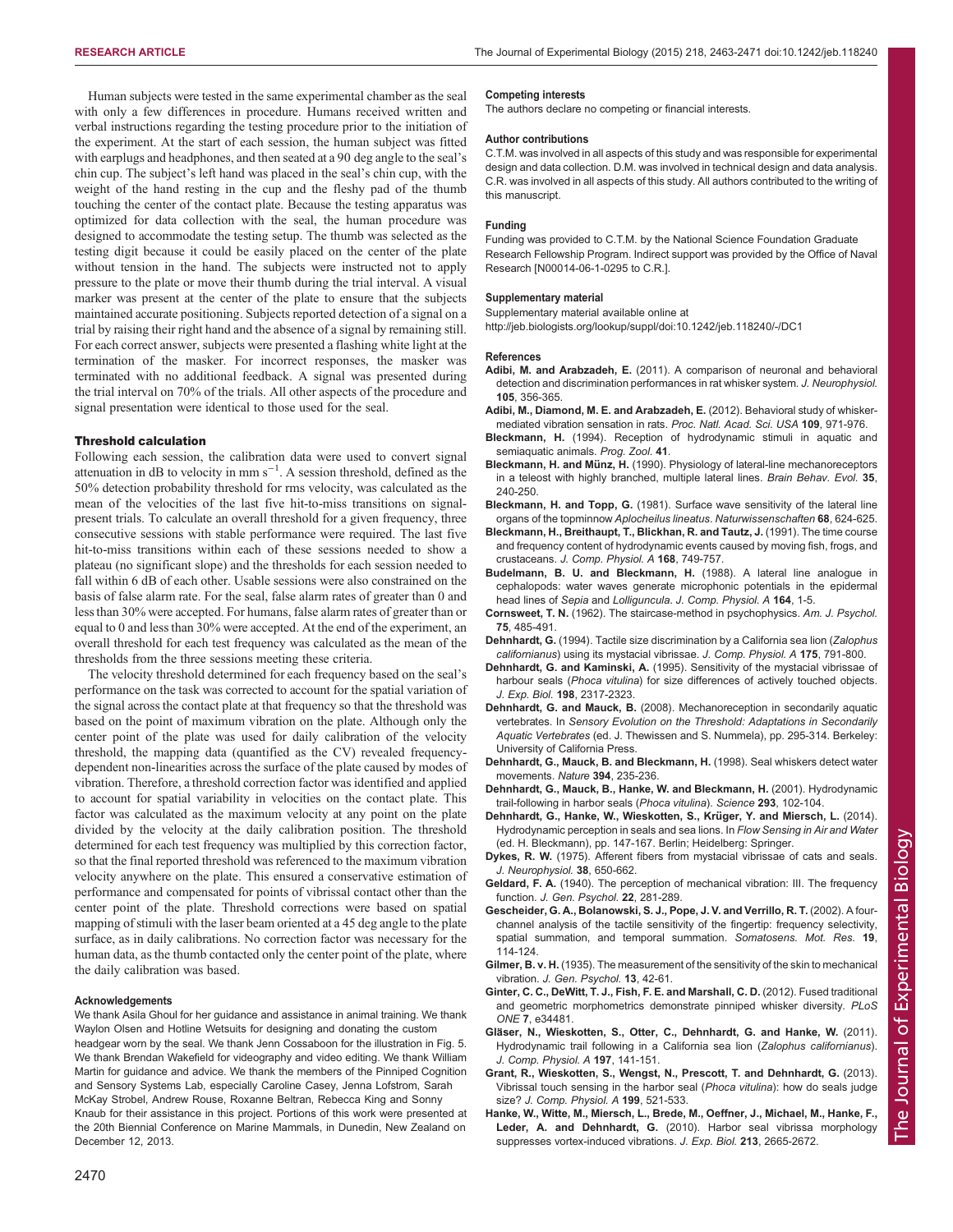Human subjects were tested in the same experimental chamber as the seal with only a few differences in procedure. Humans received written and verbal instructions regarding the testing procedure prior to the initiation of the experiment. At the start of each session, the human subject was fitted with earplugs and headphones, and then seated at a 90 deg angle to the seal's chin cup. The subject's left hand was placed in the seal's chin cup, with the weight of the hand resting in the cup and the fleshy pad of the thumb touching the center of the contact plate. Because the testing apparatus was optimized for data collection with the seal, the human procedure was designed to accommodate the testing setup. The thumb was selected as the testing digit because it could be easily placed on the center of the plate without tension in the hand. The subjects were instructed not to apply pressure to the plate or move their thumb during the trial interval. A visual marker was present at the center of the plate to ensure that the subjects maintained accurate positioning. Subjects reported detection of a signal on a trial by raising their right hand and the absence of a signal by remaining still. For each correct answer, subjects were presented a flashing white light at the termination of the masker. For incorrect responses, the masker was terminated with no additional feedback. A signal was presented during the trial interval on 70% of the trials. All other aspects of the procedure and signal presentation were identical to those used for the seal.

### Threshold calculation

Following each session, the calibration data were used to convert signal attenuation in dB to velocity in mm $s^{-1}$. A session threshold, defined as the 50% detection probability threshold for rms velocity, was calculated as the mean of the velocities of the last five hit-to-miss transitions on signal-present trials. To calculate an overall threshold for a given frequency, three consecutive sessions with stable performance were required. The last five hit-to-miss transitions within each of these sessions needed to show a plateau (no significant slope) and the thresholds for each session needed to fall within 6 dB of each other. Usable sessions were also constrained on the basis of false alarm rate. For the seal, false alarm rates of greater than 0 and less than 30% were accepted. For humans, false alarm rates of greater than or equal to 0 and less than 30% were accepted. At the end of the experiment, an overall threshold for each test frequency was calculated as the mean of the thresholds from the three sessions meeting these criteria.

The velocity threshold determined for each frequency based on the seal's performance on the task was corrected to account for the spatial variation of the signal across the contact plate at that frequency so that the threshold was based on the point of maximum vibration on the plate. Although only the center point of the plate was used for daily calibration of the velocity threshold, the mapping data (quantified as the CV) revealed frequency-dependent non-linearities across the surface of the plate caused by modes of vibration. Therefore, a threshold correction factor was identified and applied to account for spatial variability in velocities on the contact plate. This factor was calculated as the maximum velocity at any point on the plate divided by the velocity at the daily calibration position. The threshold determined for each test frequency was multiplied by this correction factor, so that the final reported threshold was referenced to the maximum vibration velocity anywhere on the plate. This ensured a conservative estimation of performance and compensated for points of vibrissal contact other than the center point of the plate. Threshold corrections were based on spatial mapping of stimuli with the laser beam oriented at a 45 deg angle to the plate surface, as in daily calibrations. No correction factor was necessary for the human data, as the thumb contacted only the center point of the plate, where the daily calibration was based.

#### Acknowledgements

We thank Asila Ghoul for her guidance and assistance in animal training. We thank Waylon Olsen and Hotline Wetsuits for designing and donating the custom headgear worn by the seal. We thank Jenn Cossaboon for the illustration in Fig. 5. We thank Brendan Wakefield for videography and video editing. We thank William Martin for guidance and advice. We thank the members of the Pinniped Cognition and Sensory Systems Lab, especially Caroline Casey, Jenna Lofstrom, Sarah McKay Strobel, Andrew Rouse, Roxanne Beltran, Rebecca King and Sonny Knaub for their assistance in this project. Portions of this work were presented at the 20th Biennial Conference on Marine Mammals, in Dunedin, New Zealand on December 12, 2013.

#### Competing interests

The authors declare no competing or financial interests.

#### Author contributions

C.T.M. was involved in all aspects of this study and was responsible for experimental design and data collection. D.M. was involved in technical design and data analysis. C.R. was involved in all aspects of this study. All authors contributed to the writing of this manuscript.

#### Funding

Funding was provided to C.T.M. by the National Science Foundation Graduate Research Fellowship Program. Indirect support was provided by the Office of Naval Research [N00014-06-1-0295 to C.R.].

#### Supplementary material

Supplementary material available online at http://jeb.biologists.org/lookup/suppl/doi:10.1242/jeb.118240/-/DC1

#### References

**Adibi, M. and Arabzadeh, E.** (2011). A comparison of neuronal and behavioral detection and discrimination performances in rat whisker system. *J. Neurophysiol.* **105**, 356-365.

**Adibi, M., Diamond, M. E. and Arabzadeh, E.** (2012). Behavioral study of whisker-mediated vibration sensation in rats. *Proc. Natl. Acad. Sci. USA* **109**, 971-976.

**Bleckmann, H.** (1994). Reception of hydrodynamic stimuli in aquatic and semiaquatic animals. *Prog. Zool.* **41**.

**Bleckmann, H. and Münz, H.** (1990). Physiology of lateral-line mechanoreceptors in a teleost with highly branched, multiple lateral lines. *Brain Behav. Evol.* **35**, 240-250.

**Bleckmann, H. and Topp, G.** (1981). Surface wave sensitivity of the lateral line organs of the topminnow *Aplocheilus lineatus*. *Naturwissenschaften* **68**, 624-625.

**Bleckmann, H., Breithaupt, T., Blickhan, R. and Tautz, J.** (1991). The time course and frequency content of hydrodynamic events caused by moving fish, frogs, and crustaceans. *J. Comp. Physiol. A* **168**, 749-757.

**Budelmann, B. U. and Bleckmann, H.** (1988). A lateral line analogue in cephalopods: water waves generate microphonic potentials in the epidermal head lines of *Sepia* and *Lolliguncula*. *J. Comp. Physiol. A* **164**, 1-5.

**Cornsweet, T. N.** (1962). The staircase-method in psychophysics. *Am. J. Psychol.* **75**, 485-491.

**Dehnhardt, G.** (1994). Tactile size discrimination by a California sea lion (*Zalophus californianus*) using its mystacial vibrissae. *J. Comp. Physiol. A* **175**, 791-800.

**Dehnhardt, G. and Kaminski, A.** (1995). Sensitivity of the mystacial vibrissae of harbour seals (*Phoca vitulina*) for size differences of actively touched objects. *J. Exp. Biol.* **198**, 2317-2323.

**Dehnhardt, G. and Mauck, B.** (2008). Mechanoreception in secondarily aquatic vertebrates. In *Sensory Evolution on the Threshold: Adaptations in Secondarily Aquatic Vertebrates* (ed. J. Thewissen and S. Nummela), pp. 295-314. Berkeley: University of California Press.

**Dehnhardt, G., Mauck, B. and Bleckmann, H.** (1998). Seal whiskers detect water movements. *Nature* **394**, 235-236.

**Dehnhardt, G., Mauck, B., Hanke, W. and Bleckmann, H.** (2001). Hydrodynamic trail-following in harbor seals (*Phoca vitulina*). *Science* **293**, 102-104.

**Dehnhardt, G., Hanke, W., Wieskotten, S., Krüger, Y. and Miersch, L.** (2014). Hydrodynamic perception in seals and sea lions. In *Flow Sensing in Air and Water* (ed. H. Bleckmann), pp. 147-167. Berlin; Heidelberg: Springer.

**Dykes, R. W.** (1975). Afferent fibers from mystacial vibrissae of cats and seals. *J. Neurophysiol.* **38**, 650-662.

**Geldard, F. A.** (1940). The perception of mechanical vibration: III. The frequency function. *J. Gen. Psychol.* **22**, 281-289.

**Gescheider, G. A., Bolanowski, S. J., Pope, J. V. and Verrillo, R. T.** (2002). A four-channel analysis of the tactile sensitivity of the fingertip: frequency selectivity, spatial summation, and temporal summation. *Somatosens. Mot. Res.* **19**, 114-124.

**Gilmer, B. v. H.** (1935). The measurement of the sensitivity of the skin to mechanical vibration. *J. Gen. Psychol.* **13**, 42-61.

**Ginter, C. C., DeWitt, T. J., Fish, F. E. and Marshall, C. D.** (2012). Fused traditional and geometric morphometrics demonstrate pinniped whisker diversity. *PLoS ONE* **7**, e34481.

**Gläser, N., Wieskotten, S., Otter, C., Dehnhardt, G. and Hanke, W.** (2011). Hydrodynamic trail following in a California sea lion (*Zalophus californianus*). *J. Comp. Physiol. A* **197**, 141-151.

**Grant, R., Wieskotten, S., Wengst, N., Prescott, T. and Dehnhardt, G.** (2013). Vibrissal touch sensing in the harbor seal (*Phoca vitulina*): how do seals judge size? *J. Comp. Physiol. A* **199**, 521-533.

**Hanke, W., Witte, M., Miersch, L., Brede, M., Oeffner, J., Michael, M., Hanke, F., Leder, A. and Dehnhardt, G.** (2010). Harbor seal vibrissa morphology suppresses vortex-induced vibrations. *J. Exp. Biol.* **213**, 2665-2672.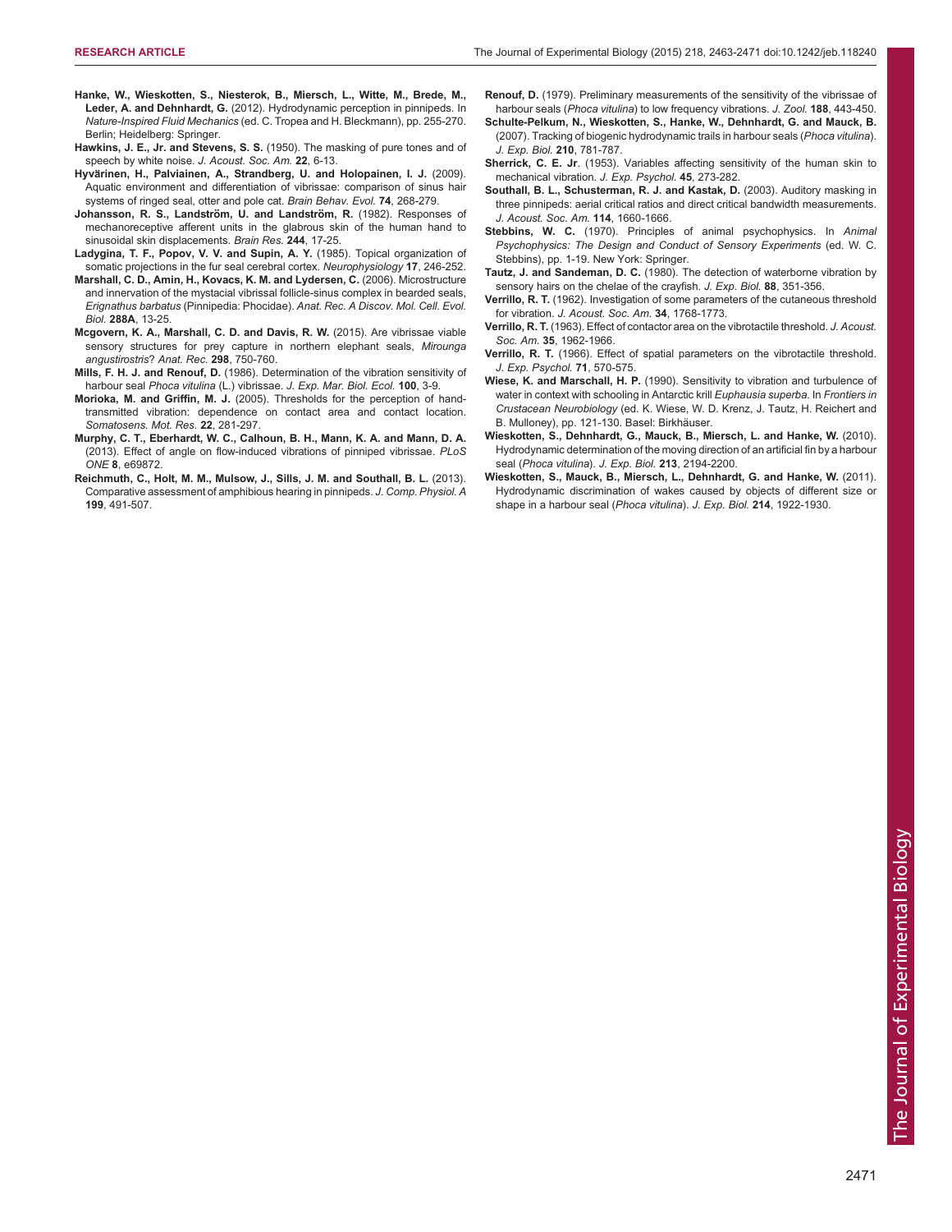**Hanke, W., Wieskotten, S., Niesterok, B., Miersch, L., Witte, M., Brede, M., Leder, A. and Dehnhardt, G.** (2012). Hydrodynamic perception in pinnipeds. In *Nature-Inspired Fluid Mechanics* (ed. C. Tropea and H. Bleckmann), pp. 255-270. Berlin; Heidelberg: Springer.

**Hawkins, J. E., Jr. and Stevens, S. S.** (1950). The masking of pure tones and of speech by white noise. *J. Acoust. Soc. Am.* **22**, 6-13.

**Hyvärinen, H., Palviainen, A., Strandberg, U. and Holopainen, I. J.** (2009). Aquatic environment and differentiation of vibrissae: comparison of sinus hair systems of ringed seal, otter and pole cat. *Brain Behav. Evol.* **74**, 268-279.

**Johansson, R. S., Landström, U. and Landström, R.** (1982). Responses of mechanoreceptive afferent units in the glabrous skin of the human hand to sinusoidal skin displacements. *Brain Res.* **244**, 17-25.

**Ladygina, T. F., Popov, V. V. and Supin, A. Y.** (1985). Topical organization of somatic projections in the fur seal cerebral cortex. *Neurophysiology* **17**, 246-252.

**Marshall, C. D., Amin, H., Kovacs, K. M. and Lydersen, C.** (2006). Microstructure and innervation of the mystacial vibrissal follicle-sinus complex in bearded seals, *Erignathus barbatus* (Pinnipedia: Phocidae). *Anat. Rec. A Discov. Mol. Cell. Evol. Biol.* **288A**, 13-25.

**Mcgovern, K. A., Marshall, C. D. and Davis, R. W.** (2015). Are vibrissae viable sensory structures for prey capture in northern elephant seals, *Mirounga angustirostris*? *Anat. Rec.* **298**, 750-760.

**Mills, F. H. J. and Renouf, D.** (1986). Determination of the vibration sensitivity of harbour seal *Phoca vitulina* (L.) vibrissae. *J. Exp. Mar. Biol. Ecol.* **100**, 3-9.

**Morioka, M. and Griffin, M. J.** (2005). Thresholds for the perception of hand-transmitted vibration: dependence on contact area and contact location. *Somatosens. Mot. Res.* **22**, 281-297.

**Murphy, C. T., Eberhardt, W. C., Calhoun, B. H., Mann, K. A. and Mann, D. A.** (2013). Effect of angle on flow-induced vibrations of pinniped vibrissae. *PLoS ONE* **8**, e69872.

**Reichmuth, C., Holt, M. M., Mulsow, J., Sills, J. M. and Southall, B. L.** (2013). Comparative assessment of amphibious hearing in pinnipeds. *J. Comp. Physiol. A* **199**, 491-507.

**Renouf, D.** (1979). Preliminary measurements of the sensitivity of the vibrissae of harbour seals (*Phoca vitulina*) to low frequency vibrations. *J. Zool.* **188**, 443-450.

**Schulte-Pelkum, N., Wieskotten, S., Hanke, W., Dehnhardt, G. and Mauck, B.** (2007). Tracking of biogenic hydrodynamic trails in harbour seals (*Phoca vitulina*). *J. Exp. Biol.* **210**, 781-787.

**Sherrick, C. E. Jr**. (1953). Variables affecting sensitivity of the human skin to mechanical vibration. *J. Exp. Psychol.* **45**, 273-282.

**Southall, B. L., Schusterman, R. J. and Kastak, D.** (2003). Auditory masking in three pinnipeds: aerial critical ratios and direct critical bandwidth measurements. *J. Acoust. Soc. Am.* **114**, 1660-1666.

**Stebbins, W. C.** (1970). Principles of animal psychophysics. In *Animal Psychophysics: The Design and Conduct of Sensory Experiments* (ed. W. C. Stebbins), pp. 1-19. New York: Springer.

**Tautz, J. and Sandeman, D. C.** (1980). The detection of waterborne vibration by sensory hairs on the chelae of the crayfish. *J. Exp. Biol.* **88**, 351-356.

**Verrillo, R. T.** (1962). Investigation of some parameters of the cutaneous threshold for vibration. *J. Acoust. Soc. Am.* **34**, 1768-1773.

**Verrillo, R. T.** (1963). Effect of contactor area on the vibrotactile threshold. *J. Acoust. Soc. Am.* **35**, 1962-1966.

**Verrillo, R. T.** (1966). Effect of spatial parameters on the vibrotactile threshold. *J. Exp. Psychol.* **71**, 570-575.

**Wiese, K. and Marschall, H. P.** (1990). Sensitivity to vibration and turbulence of water in context with schooling in Antarctic krill *Euphausia superba*. In *Frontiers in Crustacean Neurobiology* (ed. K. Wiese, W. D. Krenz, J. Tautz, H. Reichert and B. Mulloney), pp. 121-130. Basel: Birkhäuser.

**Wieskotten, S., Dehnhardt, G., Mauck, B., Miersch, L. and Hanke, W.** (2010). Hydrodynamic determination of the moving direction of an artificial fin by a harbour seal (*Phoca vitulina*). *J. Exp. Biol.* **213**, 2194-2200.

**Wieskotten, S., Mauck, B., Miersch, L., Dehnhardt, G. and Hanke, W.** (2011). Hydrodynamic discrimination of wakes caused by objects of different size or shape in a harbour seal (*Phoca vitulina*). *J. Exp. Biol.* **214**, 1922-1930.